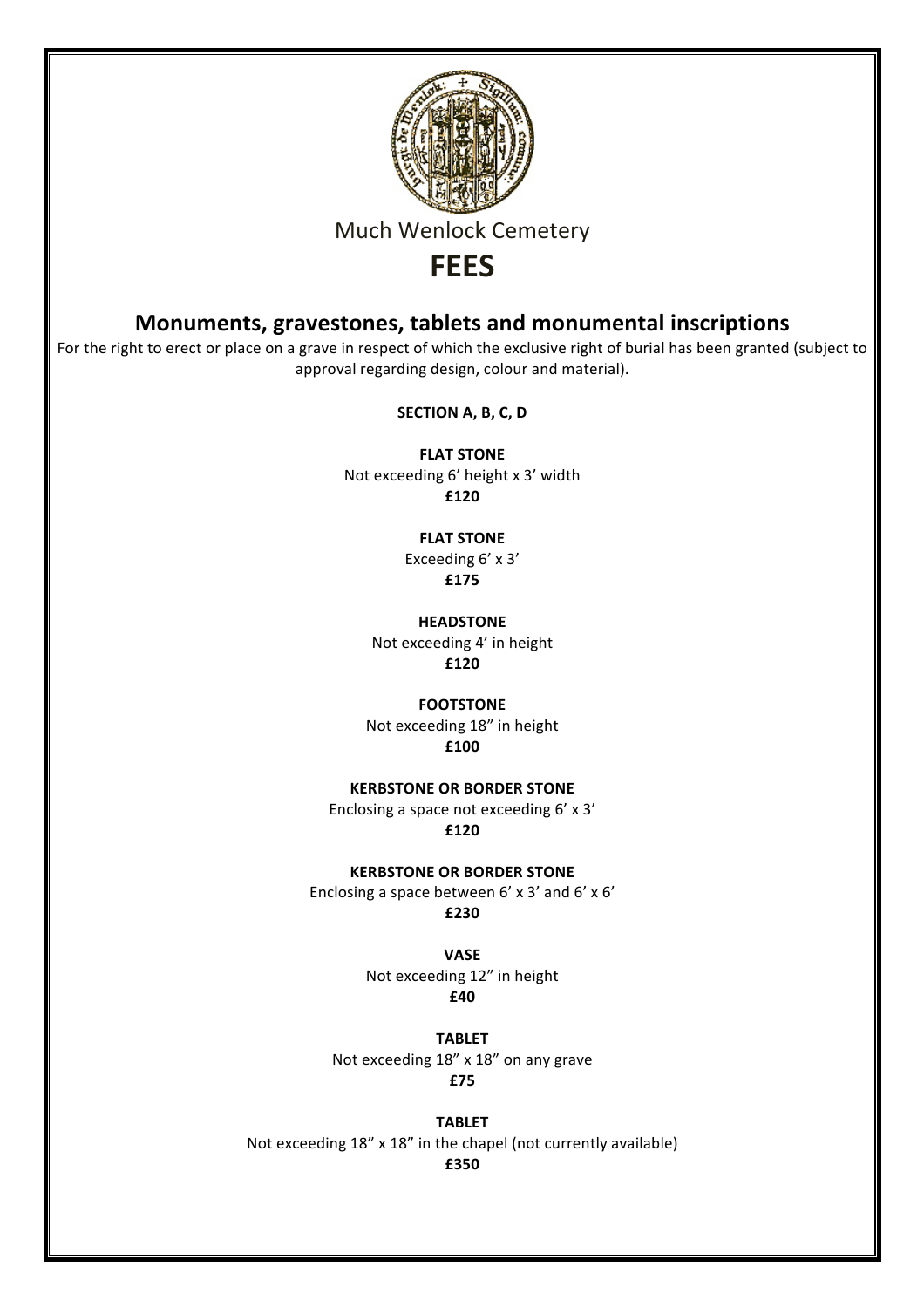Much Wenlock Cemetery

# FEES

## Monuments, gravestones, tablets and monumental inscriptions

For the right to erect or place on a grave in respect of which the exclusive right of burial has been granted (subject to approval regarding design, colour and material).

**SECTION A, B, C, D**

**FLAT STONE**
Not exceeding 6' height x 3' width
**£120**

**FLAT STONE**
Exceeding 6' x 3'
**£175**

**HEADSTONE**
Not exceeding 4' in height
**£120**

**FOOTSTONE**
Not exceeding 18" in height
**£100**

**KERBSTONE OR BORDER STONE**
Enclosing a space not exceeding 6' x 3'
**£120**

**KERBSTONE OR BORDER STONE**
Enclosing a space between 6' x 3' and 6' x 6'
**£230**

**VASE**
Not exceeding 12" in height
**£40**

**TABLET**
Not exceeding 18" x 18" on any grave
**£75**

**TABLET**
Not exceeding 18" x 18" in the chapel (not currently available)
**£350**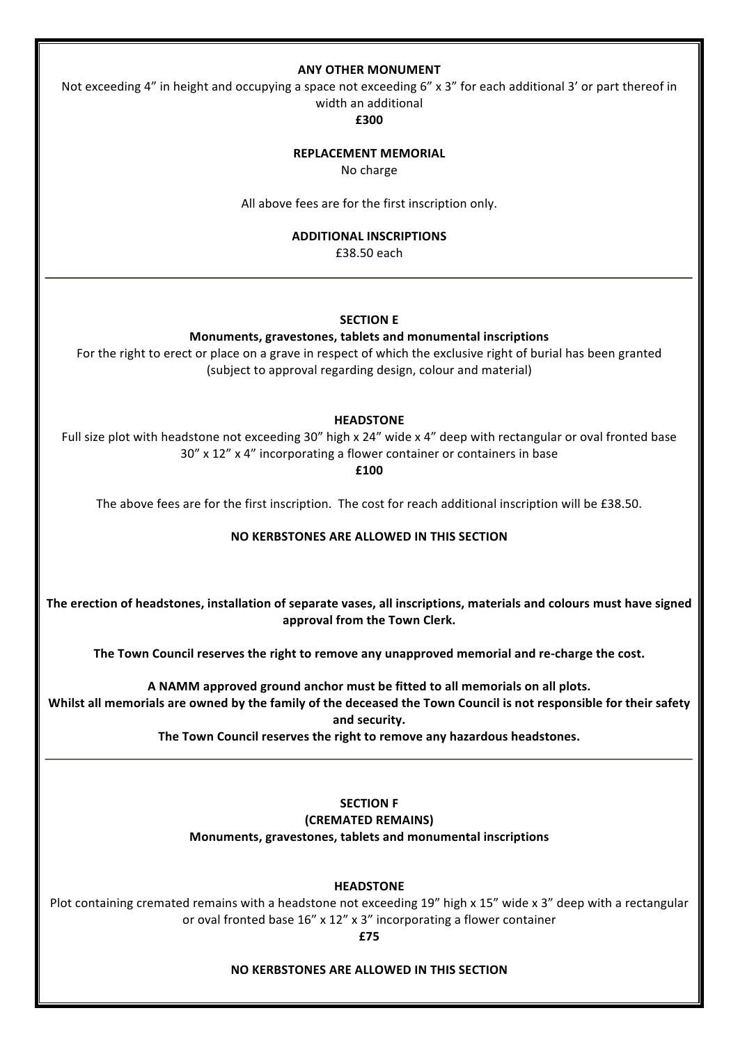**ANY OTHER MONUMENT**

Not exceeding 4" in height and occupying a space not exceeding 6" x 3" for each additional 3' or part thereof in width an additional

**£300**

**REPLACEMENT MEMORIAL**

No charge

All above fees are for the first inscription only.

**ADDITIONAL INSCRIPTIONS**

£38.50 each

---

## SECTION E

**Monuments, gravestones, tablets and monumental inscriptions**

For the right to erect or place on a grave in respect of which the exclusive right of burial has been granted (subject to approval regarding design, colour and material)

**HEADSTONE**

Full size plot with headstone not exceeding 30" high x 24" wide x 4" deep with rectangular or oval fronted base 30" x 12" x 4" incorporating a flower container or containers in base

**£100**

The above fees are for the first inscription. The cost for reach additional inscription will be £38.50.

**NO KERBSTONES ARE ALLOWED IN THIS SECTION**

**The erection of headstones, installation of separate vases, all inscriptions, materials and colours must have signed approval from the Town Clerk.**

**The Town Council reserves the right to remove any unapproved memorial and re-charge the cost.**

**A NAMM approved ground anchor must be fitted to all memorials on all plots.**
**Whilst all memorials are owned by the family of the deceased the Town Council is not responsible for their safety and security.**
**The Town Council reserves the right to remove any hazardous headstones.**

---

## SECTION F

## (CREMATED REMAINS)

**Monuments, gravestones, tablets and monumental inscriptions**

**HEADSTONE**

Plot containing cremated remains with a headstone not exceeding 19" high x 15" wide x 3" deep with a rectangular or oval fronted base 16" x 12" x 3" incorporating a flower container

**£75**

**NO KERBSTONES ARE ALLOWED IN THIS SECTION**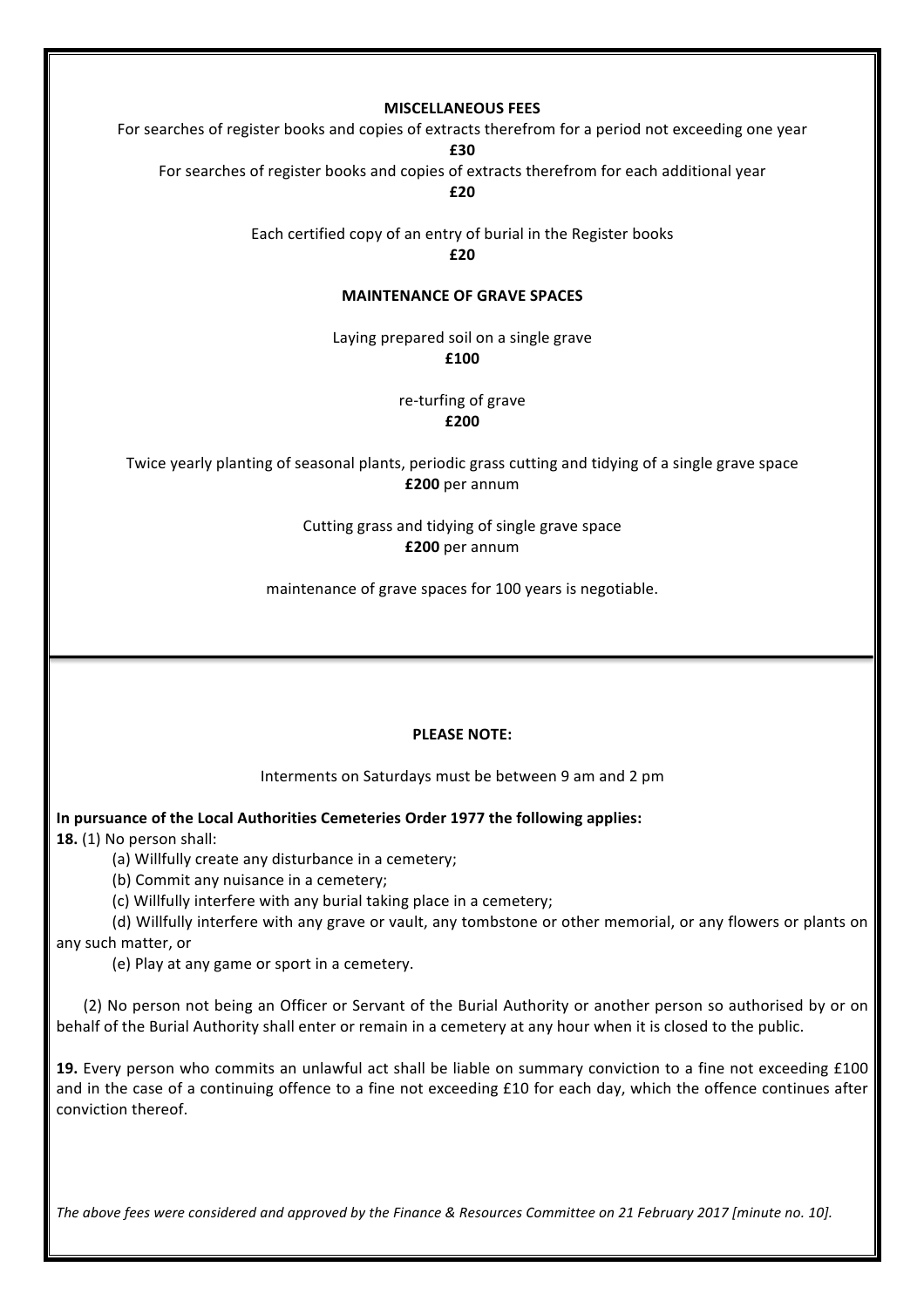**MISCELLANEOUS FEES**

For searches of register books and copies of extracts therefrom for a period not exceeding one year
**£30**

For searches of register books and copies of extracts therefrom for each additional year
**£20**

Each certified copy of an entry of burial in the Register books
**£20**

**MAINTENANCE OF GRAVE SPACES**

Laying prepared soil on a single grave
**£100**

re-turfing of grave
**£200**

Twice yearly planting of seasonal plants, periodic grass cutting and tidying of a single grave space
**£200** per annum

Cutting grass and tidying of single grave space
**£200** per annum

maintenance of grave spaces for 100 years is negotiable.

**PLEASE NOTE:**

Interments on Saturdays must be between 9 am and 2 pm

**In pursuance of the Local Authorities Cemeteries Order 1977 the following applies:**

**18.** (1) No person shall:

(a) Willfully create any disturbance in a cemetery;

(b) Commit any nuisance in a cemetery;

(c) Willfully interfere with any burial taking place in a cemetery;

(d) Willfully interfere with any grave or vault, any tombstone or other memorial, or any flowers or plants on any such matter, or

(e) Play at any game or sport in a cemetery.

(2) No person not being an Officer or Servant of the Burial Authority or another person so authorised by or on behalf of the Burial Authority shall enter or remain in a cemetery at any hour when it is closed to the public.

**19.** Every person who commits an unlawful act shall be liable on summary conviction to a fine not exceeding £100 and in the case of a continuing offence to a fine not exceeding £10 for each day, which the offence continues after conviction thereof.

*The above fees were considered and approved by the Finance & Resources Committee on 21 February 2017 [minute no. 10].*